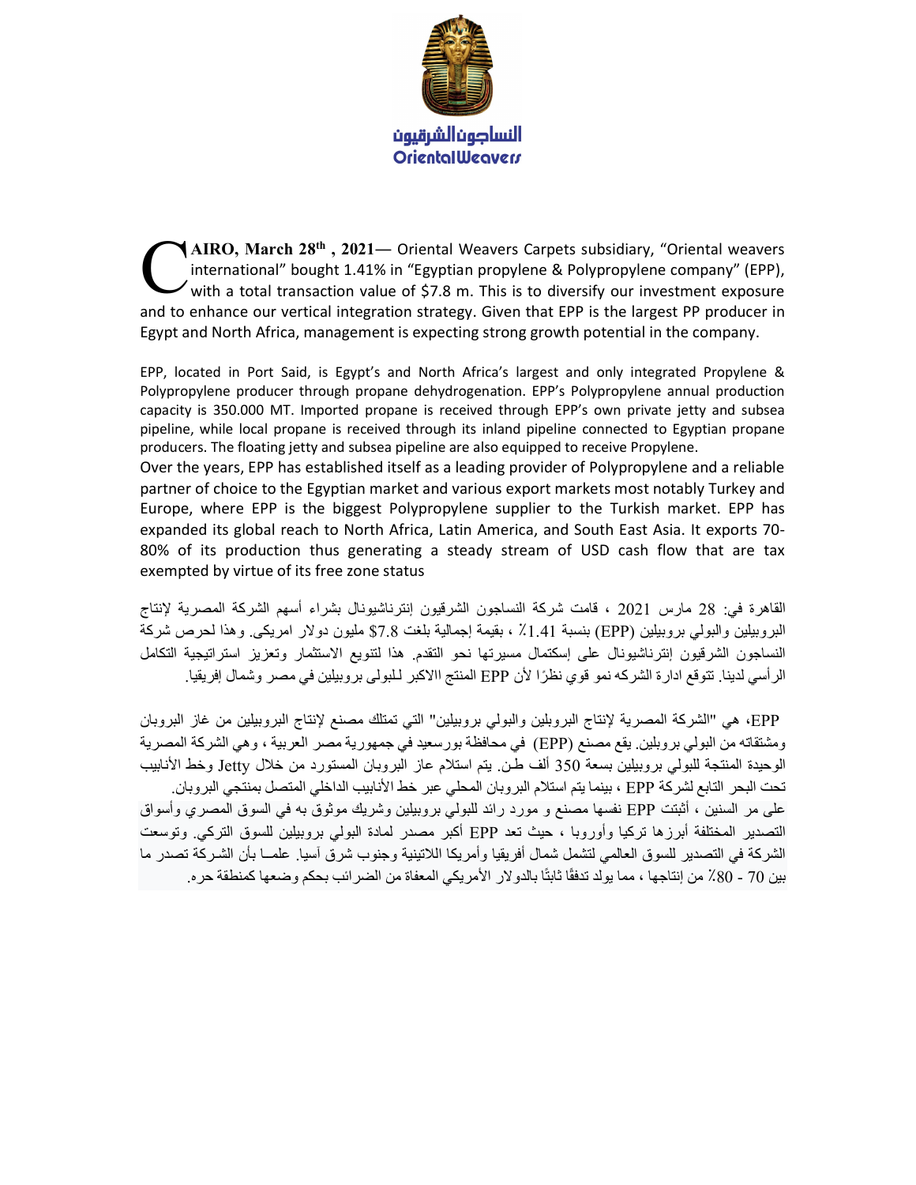النساجون الشرقيون
OrientalWeavers

**CAIRO, March 28th , 2021**— Oriental Weavers Carpets subsidiary, "Oriental weavers international" bought 1.41% in "Egyptian propylene & Polypropylene company" (EPP), with a total transaction value of $7.8 m. This is to diversify our investment exposure and to enhance our vertical integration strategy. Given that EPP is the largest PP producer in Egypt and North Africa, management is expecting strong growth potential in the company.

EPP, located in Port Said, is Egypt's and North Africa's largest and only integrated Propylene & Polypropylene producer through propane dehydrogenation. EPP's Polypropylene annual production capacity is 350.000 MT. Imported propane is received through EPP's own private jetty and subsea pipeline, while local propane is received through its inland pipeline connected to Egyptian propane producers. The floating jetty and subsea pipeline are also equipped to receive Propylene.

Over the years, EPP has established itself as a leading provider of Polypropylene and a reliable partner of choice to the Egyptian market and various export markets most notably Turkey and Europe, where EPP is the biggest Polypropylene supplier to the Turkish market. EPP has expanded its global reach to North Africa, Latin America, and South East Asia. It exports 70-80% of its production thus generating a steady stream of USD cash flow that are tax exempted by virtue of its free zone status

القاهرة في: 28 مارس 2021 ، قامت شركة النساجون الشرقيون إنترناشيونال بشراء أسهم الشركة المصرية لإنتاج البروبيلين والبولي بروبيلين (EPP) بنسبة 1.41٪ ، بقيمة إجمالية بلغت $7.8 مليون دولار امريكى. وهذا لحرص شركة النساجون الشرقيون إنترناشيونال على إستكمال مسيرتها نحو التقدم. هذا لتنويع الاستثمار وتعزيز استراتيجية التكامل الرأسي لدينا. تتوقع ادارة الشركه نمو قوي نظرًا لأن EPP المنتج االاكبر لـلبولى بروبيلين في مصر وشمال إفريقيا.

EPP، هي "الشركة المصرية لإنتاج البروبلين والبولي بروبيلين" التي تمتلك مصنع لإنتاج البروبيلين من غاز البروبان ومشتقاته من البولي بروبلين. يقع مصنع (EPP) في محافظة بورسعيد في جمهورية مصر العربية ، وهي الشركة المصرية الوحيدة المنتجة للبولي بروبيلين بسعة 350 ألف طـن. يتم استلام عاز البروبان المستورد من خلال Jetty وخط الأنابيب تحت البحر التابع لشركة EPP ، بينما يتم استلام البروبان المحلي عبر خط الأنابيب الداخلي المتصل بمنتجي البروبان.

على مر السنين ، أثبتت EPP نفسها مصنع و مورد رائد للبولي بروبيلين وشريك موثوق به في السوق المصري وأسواق التصدير المختلفة أبرزها تركيا وأوروبا ، حيث تعد EPP أكبر مصدر لمادة البولي بروبيلين للسوق التركي. وتوسعت الشركة في التصدير للسوق العالمي لتشمل شمال أفريقيا وأمريكا اللاتينية وجنوب شرق آسيا. علمــا بأن الشــركة تصدر ما بين 70 - 80٪ من إنتاجها ، مما يولد تدفقًا ثابتًا بالدولار الأمريكي المعفاة من الضرائب بحكم وضعها كمنطقة حره.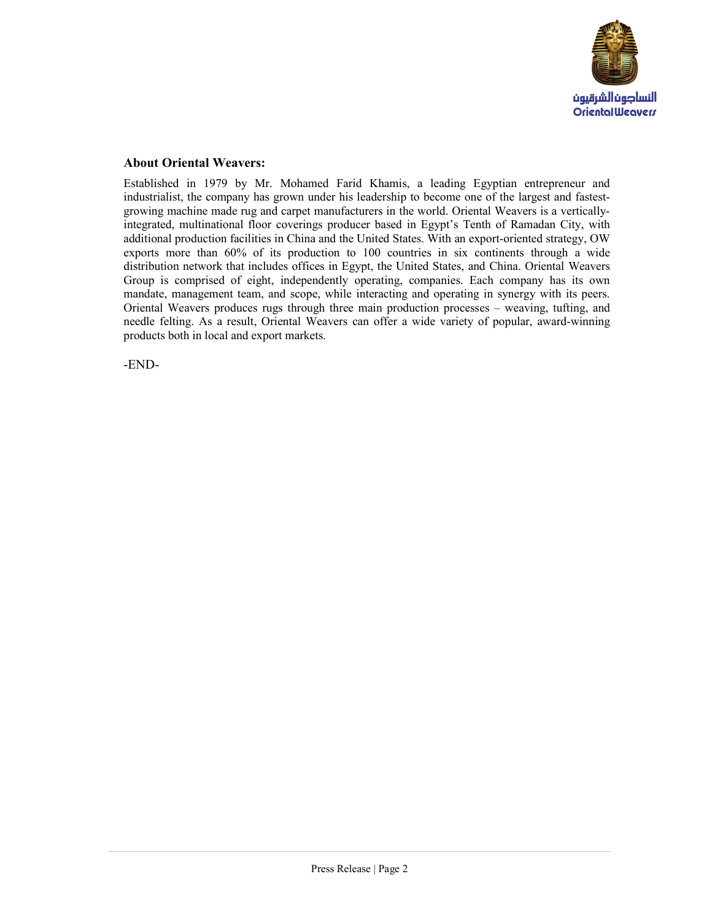### About Oriental Weavers:

Established in 1979 by Mr. Mohamed Farid Khamis, a leading Egyptian entrepreneur and industrialist, the company has grown under his leadership to become one of the largest and fastest-growing machine made rug and carpet manufacturers in the world. Oriental Weavers is a vertically-integrated, multinational floor coverings producer based in Egypt's Tenth of Ramadan City, with additional production facilities in China and the United States. With an export-oriented strategy, OW exports more than 60% of its production to 100 countries in six continents through a wide distribution network that includes offices in Egypt, the United States, and China. Oriental Weavers Group is comprised of eight, independently operating, companies. Each company has its own mandate, management team, and scope, while interacting and operating in synergy with its peers. Oriental Weavers produces rugs through three main production processes – weaving, tufting, and needle felting. As a result, Oriental Weavers can offer a wide variety of popular, award-winning products both in local and export markets.

-END-